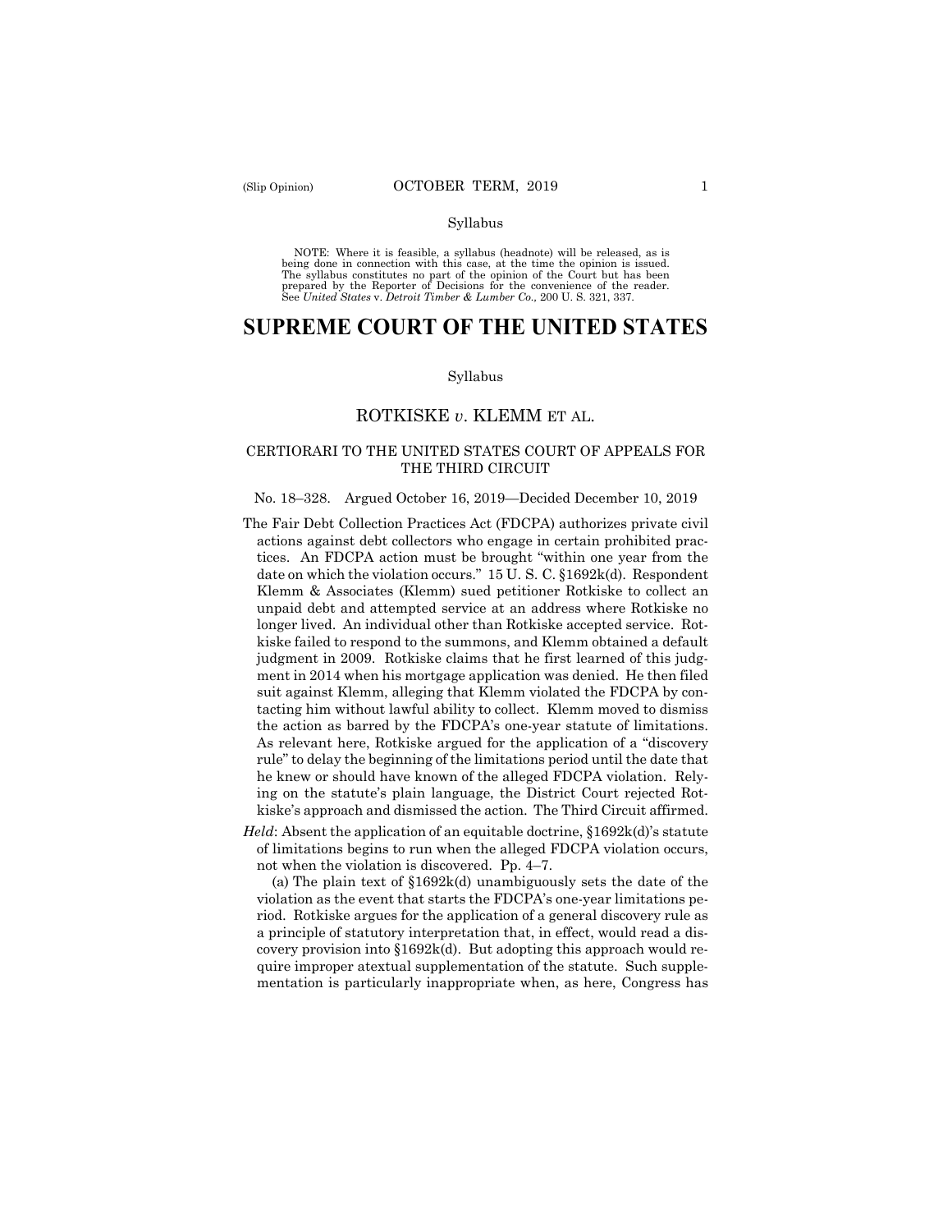Syllabus

NOTE: Where it is feasible, a syllabus (headnote) will be released, as is being done in connection with this case, at the time the opinion is issued. The syllabus constitutes no part of the opinion of the Court but has been prepared by the Reporter of Decisions for the convenience of the reader. See *United States* v. *Detroit Timber & Lumber Co.,* 200 U. S. 321, 337.

# SUPREME COURT OF THE UNITED STATES

Syllabus

## ROTKISKE *v*. KLEMM ET AL.

### CERTIORARI TO THE UNITED STATES COURT OF APPEALS FOR THE THIRD CIRCUIT

No. 18–328. Argued October 16, 2019—Decided December 10, 2019

The Fair Debt Collection Practices Act (FDCPA) authorizes private civil actions against debt collectors who engage in certain prohibited practices. An FDCPA action must be brought "within one year from the date on which the violation occurs." 15 U. S. C. §1692k(d). Respondent Klemm & Associates (Klemm) sued petitioner Rotkiske to collect an unpaid debt and attempted service at an address where Rotkiske no longer lived. An individual other than Rotkiske accepted service. Rotkiske failed to respond to the summons, and Klemm obtained a default judgment in 2009. Rotkiske claims that he first learned of this judgment in 2014 when his mortgage application was denied. He then filed suit against Klemm, alleging that Klemm violated the FDCPA by contacting him without lawful ability to collect. Klemm moved to dismiss the action as barred by the FDCPA's one-year statute of limitations. As relevant here, Rotkiske argued for the application of a "discovery rule" to delay the beginning of the limitations period until the date that he knew or should have known of the alleged FDCPA violation. Relying on the statute's plain language, the District Court rejected Rotkiske's approach and dismissed the action. The Third Circuit affirmed.

*Held*: Absent the application of an equitable doctrine, §1692k(d)'s statute of limitations begins to run when the alleged FDCPA violation occurs, not when the violation is discovered. Pp. 4–7.

(a) The plain text of §1692k(d) unambiguously sets the date of the violation as the event that starts the FDCPA's one-year limitations period. Rotkiske argues for the application of a general discovery rule as a principle of statutory interpretation that, in effect, would read a discovery provision into §1692k(d). But adopting this approach would require improper atextual supplementation of the statute. Such supplementation is particularly inappropriate when, as here, Congress has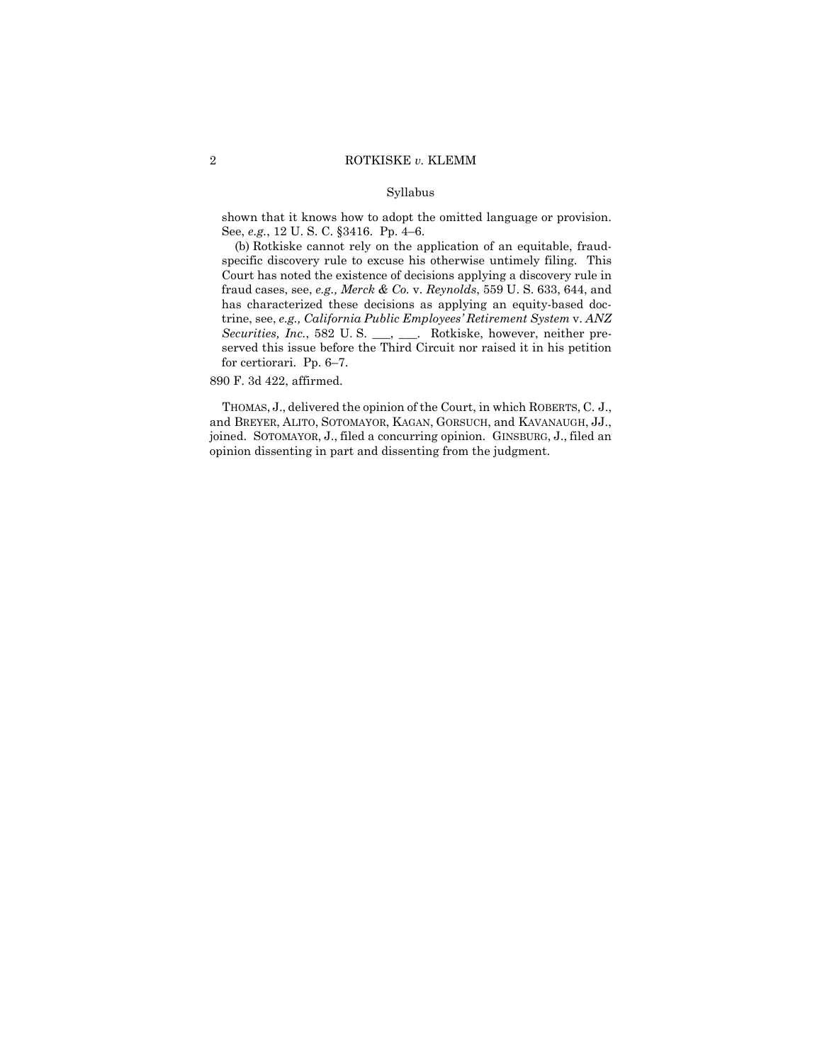Syllabus

shown that it knows how to adopt the omitted language or provision. See, *e.g.*, 12 U. S. C. §3416. Pp. 4–6.

(b) Rotkiske cannot rely on the application of an equitable, fraud-specific discovery rule to excuse his otherwise untimely filing. This Court has noted the existence of decisions applying a discovery rule in fraud cases, see, *e.g., Merck & Co.* v. *Reynolds*, 559 U. S. 633, 644, and has characterized these decisions as applying an equity-based doctrine, see, *e.g., California Public Employees' Retirement System* v. *ANZ Securities, Inc.*, 582 U. S. ___, ___. Rotkiske, however, neither preserved this issue before the Third Circuit nor raised it in his petition for certiorari. Pp. 6–7.

890 F. 3d 422, affirmed.

THOMAS, J., delivered the opinion of the Court, in which ROBERTS, C. J., and BREYER, ALITO, SOTOMAYOR, KAGAN, GORSUCH, and KAVANAUGH, JJ., joined. SOTOMAYOR, J., filed a concurring opinion. GINSBURG, J., filed an opinion dissenting in part and dissenting from the judgment.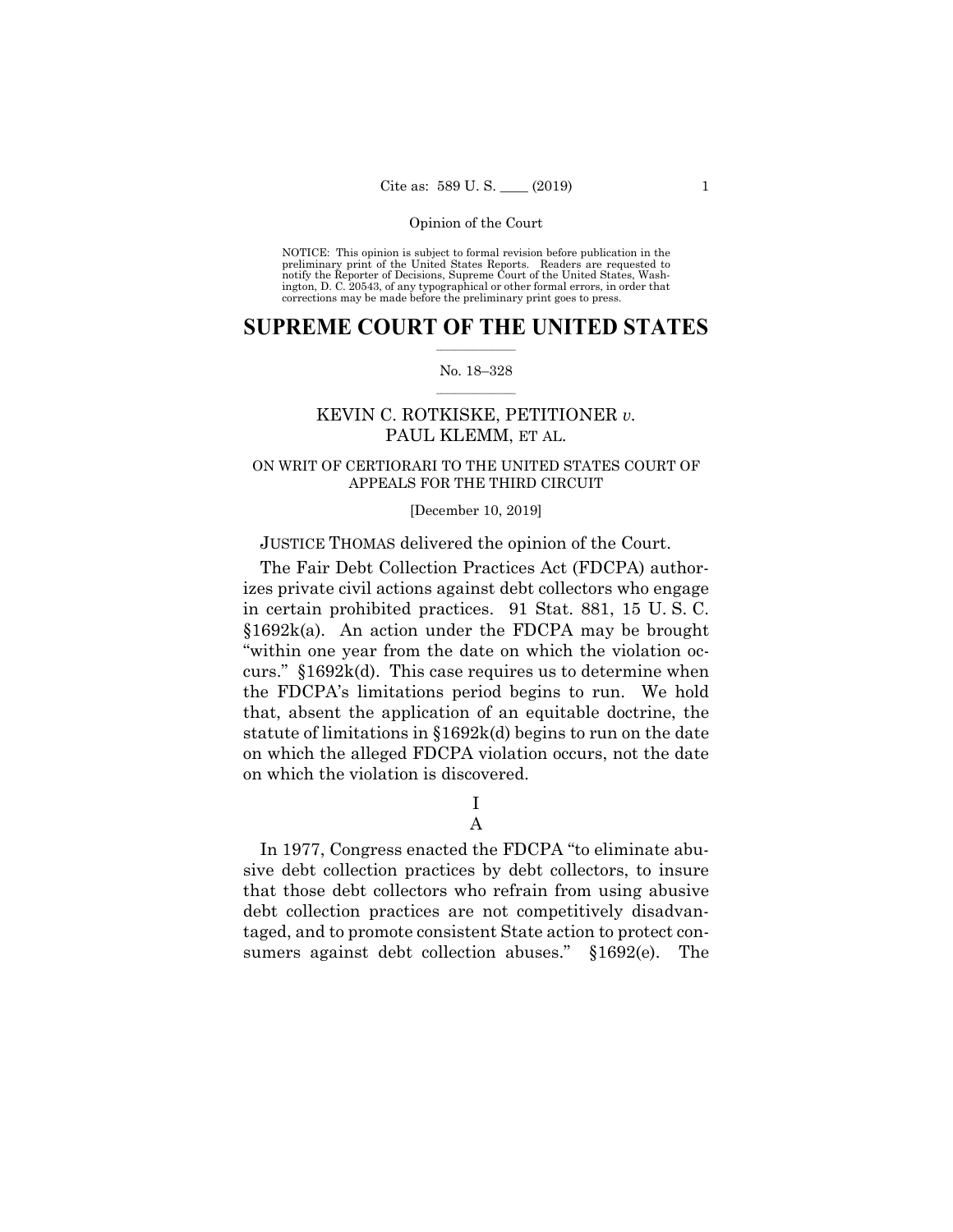NOTICE: This opinion is subject to formal revision before publication in the preliminary print of the United States Reports. Readers are requested to notify the Reporter of Decisions, Supreme Court of the United States, Washington, D. C. 20543, of any typographical or other formal errors, in order that corrections may be made before the preliminary print goes to press.

# SUPREME COURT OF THE UNITED STATES

No. 18–328

## KEVIN C. ROTKISKE, PETITIONER *v.* PAUL KLEMM, ET AL.

ON WRIT OF CERTIORARI TO THE UNITED STATES COURT OF APPEALS FOR THE THIRD CIRCUIT

[December 10, 2019]

JUSTICE THOMAS delivered the opinion of the Court.

The Fair Debt Collection Practices Act (FDCPA) authorizes private civil actions against debt collectors who engage in certain prohibited practices. 91 Stat. 881, 15 U. S. C. §1692k(a). An action under the FDCPA may be brought "within one year from the date on which the violation occurs." §1692k(d). This case requires us to determine when the FDCPA's limitations period begins to run. We hold that, absent the application of an equitable doctrine, the statute of limitations in §1692k(d) begins to run on the date on which the alleged FDCPA violation occurs, not the date on which the violation is discovered.

## I

### A

In 1977, Congress enacted the FDCPA "to eliminate abusive debt collection practices by debt collectors, to insure that those debt collectors who refrain from using abusive debt collection practices are not competitively disadvantaged, and to promote consistent State action to protect consumers against debt collection abuses." §1692(e). The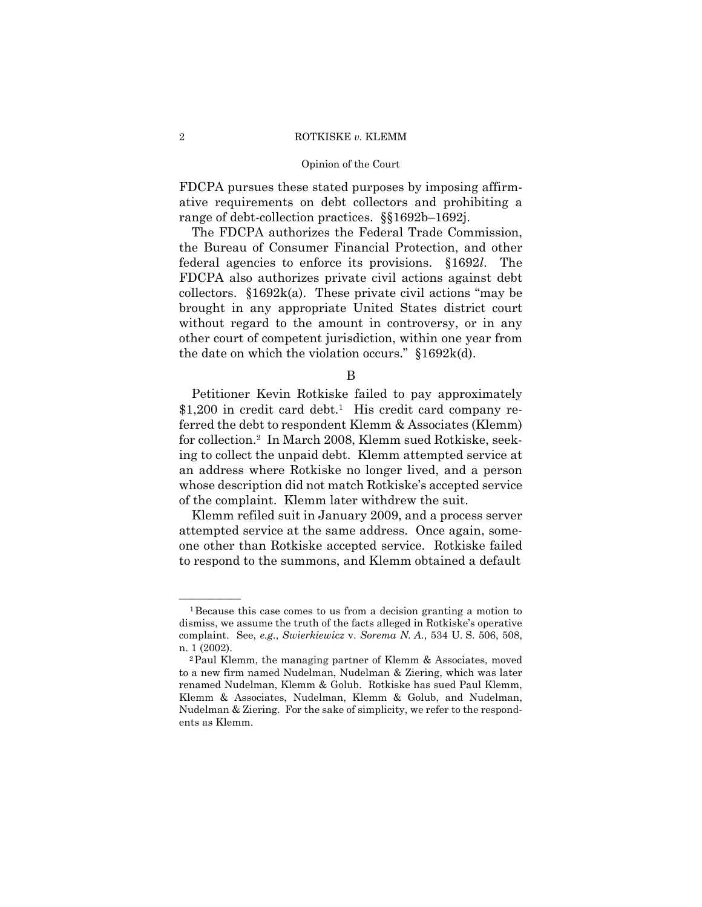FDCPA pursues these stated purposes by imposing affirmative requirements on debt collectors and prohibiting a range of debt-collection practices. §§1692b–1692j.

The FDCPA authorizes the Federal Trade Commission, the Bureau of Consumer Financial Protection, and other federal agencies to enforce its provisions. §1692*l*. The FDCPA also authorizes private civil actions against debt collectors. §1692k(a). These private civil actions "may be brought in any appropriate United States district court without regard to the amount in controversy, or in any other court of competent jurisdiction, within one year from the date on which the violation occurs." §1692k(d).

B

Petitioner Kevin Rotkiske failed to pay approximately $1,200 in credit card debt.[1] His credit card company referred the debt to respondent Klemm & Associates (Klemm) for collection.[2] In March 2008, Klemm sued Rotkiske, seeking to collect the unpaid debt. Klemm attempted service at an address where Rotkiske no longer lived, and a person whose description did not match Rotkiske's accepted service of the complaint. Klemm later withdrew the suit.

Klemm refiled suit in January 2009, and a process server attempted service at the same address. Once again, someone other than Rotkiske accepted service. Rotkiske failed to respond to the summons, and Klemm obtained a default

---

[1] Because this case comes to us from a decision granting a motion to dismiss, we assume the truth of the facts alleged in Rotkiske's operative complaint. See, *e.g.*, *Swierkiewicz* v. *Sorema N. A.*, 534 U. S. 506, 508, n. 1 (2002).

[2] Paul Klemm, the managing partner of Klemm & Associates, moved to a new firm named Nudelman, Nudelman & Ziering, which was later renamed Nudelman, Klemm & Golub. Rotkiske has sued Paul Klemm, Klemm & Associates, Nudelman, Klemm & Golub, and Nudelman, Nudelman & Ziering. For the sake of simplicity, we refer to the respondents as Klemm.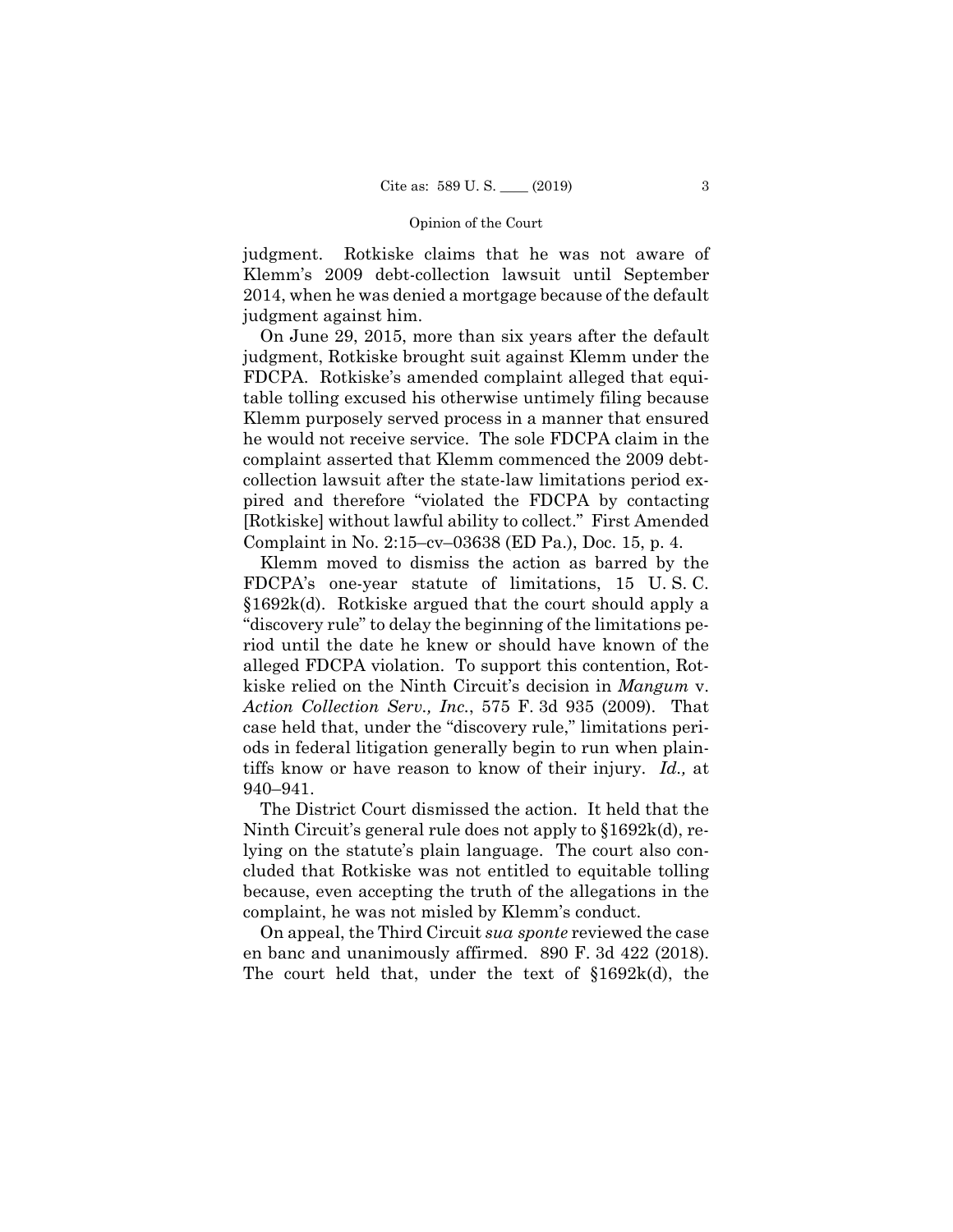judgment. Rotkiske claims that he was not aware of Klemm's 2009 debt-collection lawsuit until September 2014, when he was denied a mortgage because of the default judgment against him.

On June 29, 2015, more than six years after the default judgment, Rotkiske brought suit against Klemm under the FDCPA. Rotkiske's amended complaint alleged that equitable tolling excused his otherwise untimely filing because Klemm purposely served process in a manner that ensured he would not receive service. The sole FDCPA claim in the complaint asserted that Klemm commenced the 2009 debt-collection lawsuit after the state-law limitations period expired and therefore "violated the FDCPA by contacting [Rotkiske] without lawful ability to collect." First Amended Complaint in No. 2:15–cv–03638 (ED Pa.), Doc. 15, p. 4.

Klemm moved to dismiss the action as barred by the FDCPA's one-year statute of limitations, 15 U. S. C. §1692k(d). Rotkiske argued that the court should apply a "discovery rule" to delay the beginning of the limitations period until the date he knew or should have known of the alleged FDCPA violation. To support this contention, Rotkiske relied on the Ninth Circuit's decision in *Mangum* v. *Action Collection Serv., Inc.*, 575 F. 3d 935 (2009). That case held that, under the "discovery rule," limitations periods in federal litigation generally begin to run when plaintiffs know or have reason to know of their injury. *Id.,* at 940–941.

The District Court dismissed the action. It held that the Ninth Circuit's general rule does not apply to §1692k(d), relying on the statute's plain language. The court also concluded that Rotkiske was not entitled to equitable tolling because, even accepting the truth of the allegations in the complaint, he was not misled by Klemm's conduct.

On appeal, the Third Circuit *sua sponte* reviewed the case en banc and unanimously affirmed. 890 F. 3d 422 (2018). The court held that, under the text of §1692k(d), the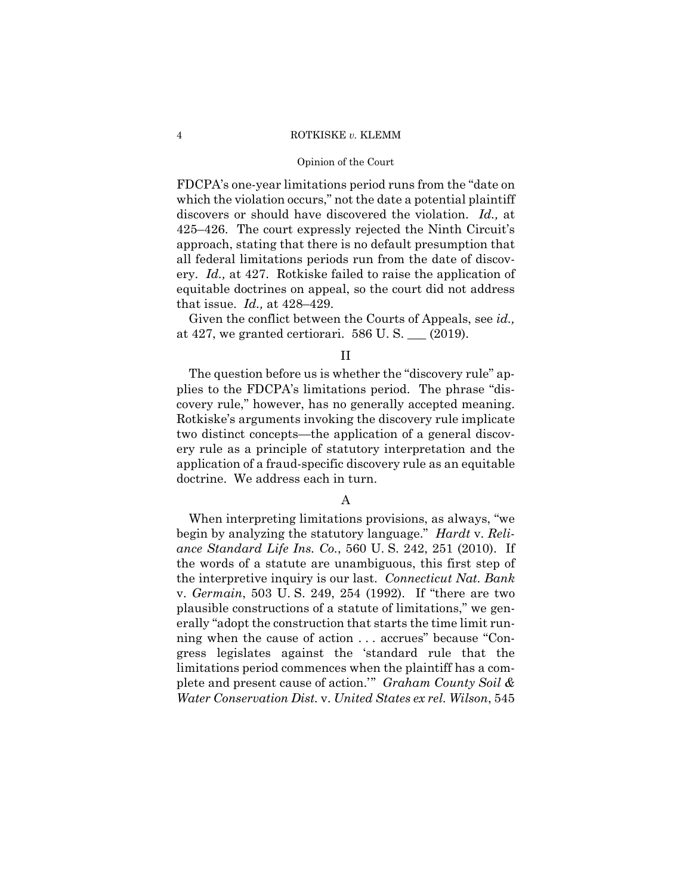FDCPA's one-year limitations period runs from the "date on which the violation occurs," not the date a potential plaintiff discovers or should have discovered the violation. *Id.,* at 425–426. The court expressly rejected the Ninth Circuit's approach, stating that there is no default presumption that all federal limitations periods run from the date of discovery. *Id.,* at 427. Rotkiske failed to raise the application of equitable doctrines on appeal, so the court did not address that issue. *Id.,* at 428–429.

Given the conflict between the Courts of Appeals, see *id.,* at 427, we granted certiorari. 586 U. S. ___ (2019).

## II

The question before us is whether the "discovery rule" applies to the FDCPA's limitations period. The phrase "discovery rule," however, has no generally accepted meaning. Rotkiske's arguments invoking the discovery rule implicate two distinct concepts—the application of a general discovery rule as a principle of statutory interpretation and the application of a fraud-specific discovery rule as an equitable doctrine. We address each in turn.

### A

When interpreting limitations provisions, as always, "we begin by analyzing the statutory language." *Hardt* v. *Reliance Standard Life Ins. Co.*, 560 U. S. 242, 251 (2010). If the words of a statute are unambiguous, this first step of the interpretive inquiry is our last. *Connecticut Nat. Bank* v. *Germain*, 503 U. S. 249, 254 (1992). If "there are two plausible constructions of a statute of limitations," we generally "adopt the construction that starts the time limit running when the cause of action . . . accrues" because "Congress legislates against the 'standard rule that the limitations period commences when the plaintiff has a complete and present cause of action.'" *Graham County Soil & Water Conservation Dist.* v. *United States ex rel. Wilson*, 545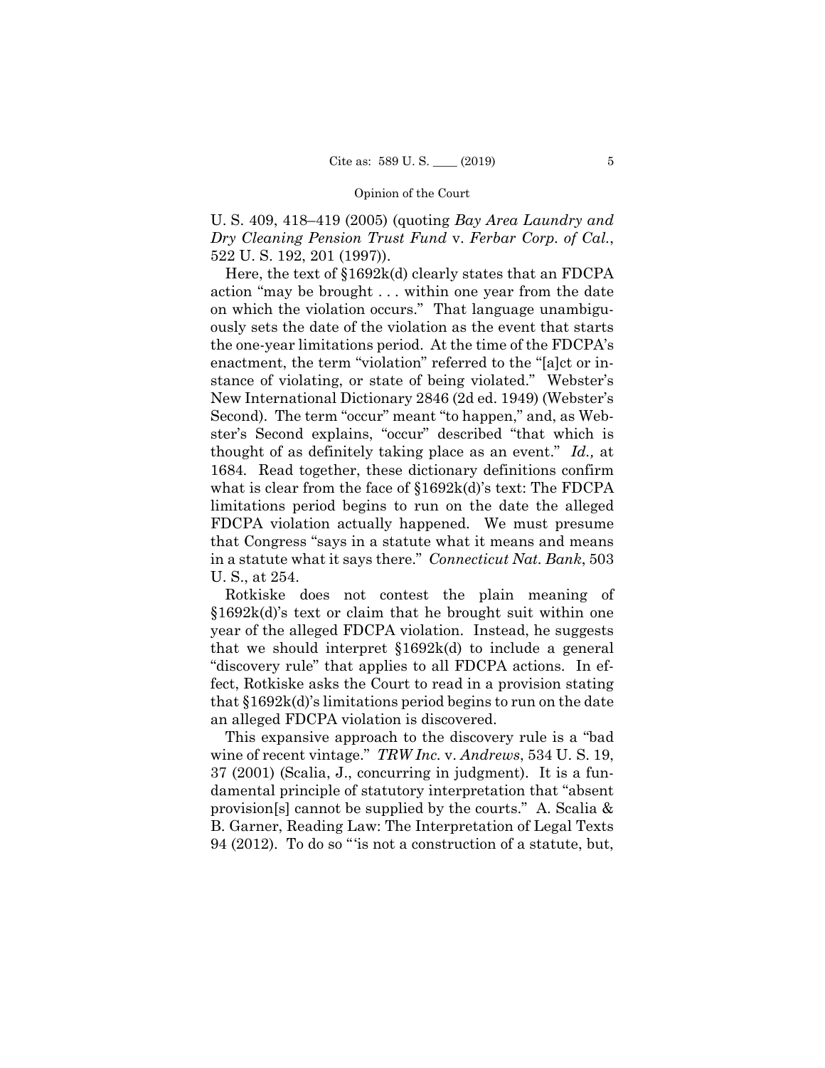U. S. 409, 418–419 (2005) (quoting *Bay Area Laundry and Dry Cleaning Pension Trust Fund* v. *Ferbar Corp. of Cal.*, 522 U. S. 192, 201 (1997)).

Here, the text of §1692k(d) clearly states that an FDCPA action "may be brought . . . within one year from the date on which the violation occurs." That language unambiguously sets the date of the violation as the event that starts the one-year limitations period. At the time of the FDCPA's enactment, the term "violation" referred to the "[a]ct or instance of violating, or state of being violated." Webster's New International Dictionary 2846 (2d ed. 1949) (Webster's Second). The term "occur" meant "to happen," and, as Webster's Second explains, "occur" described "that which is thought of as definitely taking place as an event." *Id.,* at 1684. Read together, these dictionary definitions confirm what is clear from the face of §1692k(d)'s text: The FDCPA limitations period begins to run on the date the alleged FDCPA violation actually happened. We must presume that Congress "says in a statute what it means and means in a statute what it says there." *Connecticut Nat. Bank*, 503 U. S., at 254.

Rotkiske does not contest the plain meaning of §1692k(d)'s text or claim that he brought suit within one year of the alleged FDCPA violation. Instead, he suggests that we should interpret §1692k(d) to include a general "discovery rule" that applies to all FDCPA actions. In effect, Rotkiske asks the Court to read in a provision stating that §1692k(d)'s limitations period begins to run on the date an alleged FDCPA violation is discovered.

This expansive approach to the discovery rule is a "bad wine of recent vintage." *TRW Inc.* v. *Andrews*, 534 U. S. 19, 37 (2001) (Scalia, J., concurring in judgment). It is a fundamental principle of statutory interpretation that "absent provision[s] cannot be supplied by the courts." A. Scalia & B. Garner, Reading Law: The Interpretation of Legal Texts 94 (2012). To do so "'is not a construction of a statute, but,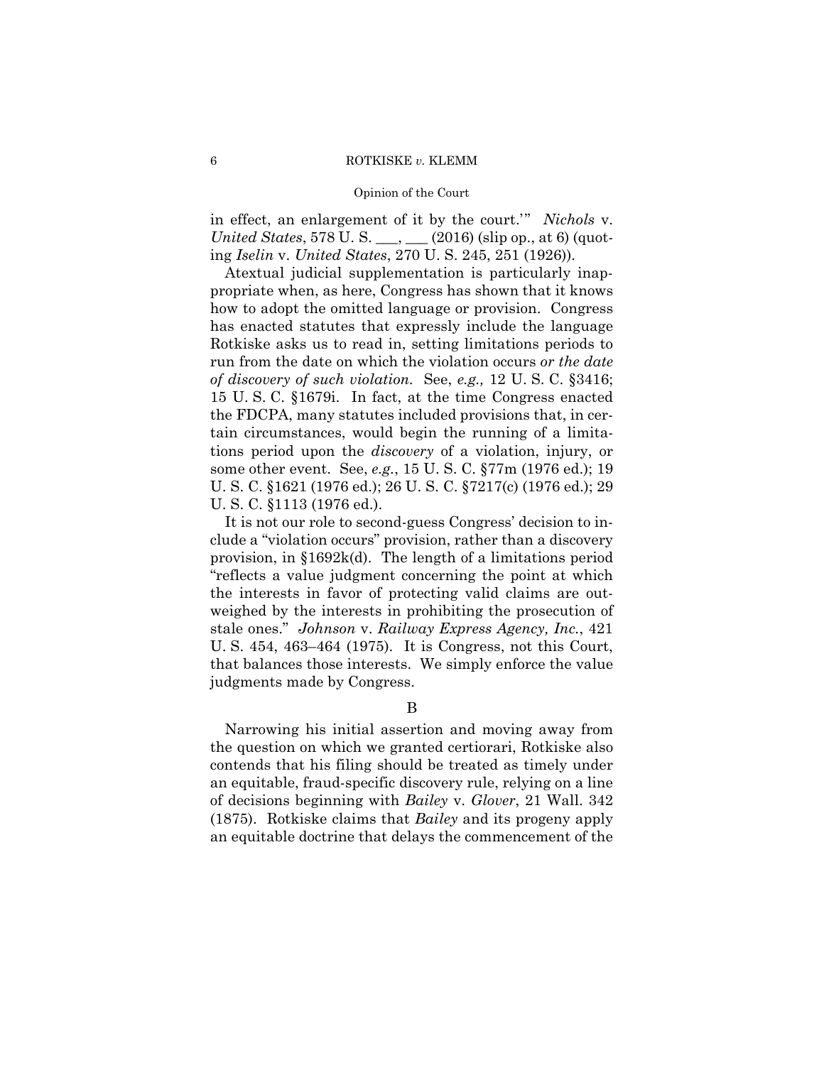in effect, an enlargement of it by the court.'" *Nichols* v. *United States*, 578 U. S. ___, ___ (2016) (slip op., at 6) (quoting *Iselin* v. *United States*, 270 U. S. 245, 251 (1926)).

Atextual judicial supplementation is particularly inappropriate when, as here, Congress has shown that it knows how to adopt the omitted language or provision. Congress has enacted statutes that expressly include the language Rotkiske asks us to read in, setting limitations periods to run from the date on which the violation occurs *or the date of discovery of such violation.* See, *e.g.,* 12 U. S. C. §3416; 15 U. S. C. §1679i. In fact, at the time Congress enacted the FDCPA, many statutes included provisions that, in certain circumstances, would begin the running of a limitations period upon the *discovery* of a violation, injury, or some other event. See, *e.g.*, 15 U. S. C. §77m (1976 ed.); 19 U. S. C. §1621 (1976 ed.); 26 U. S. C. §7217(c) (1976 ed.); 29 U. S. C. §1113 (1976 ed.).

It is not our role to second-guess Congress' decision to include a "violation occurs" provision, rather than a discovery provision, in §1692k(d). The length of a limitations period "reflects a value judgment concerning the point at which the interests in favor of protecting valid claims are outweighed by the interests in prohibiting the prosecution of stale ones." *Johnson* v. *Railway Express Agency, Inc.*, 421 U. S. 454, 463–464 (1975). It is Congress, not this Court, that balances those interests. We simply enforce the value judgments made by Congress.

## B

Narrowing his initial assertion and moving away from the question on which we granted certiorari, Rotkiske also contends that his filing should be treated as timely under an equitable, fraud-specific discovery rule, relying on a line of decisions beginning with *Bailey* v. *Glover*, 21 Wall. 342 (1875). Rotkiske claims that *Bailey* and its progeny apply an equitable doctrine that delays the commencement of the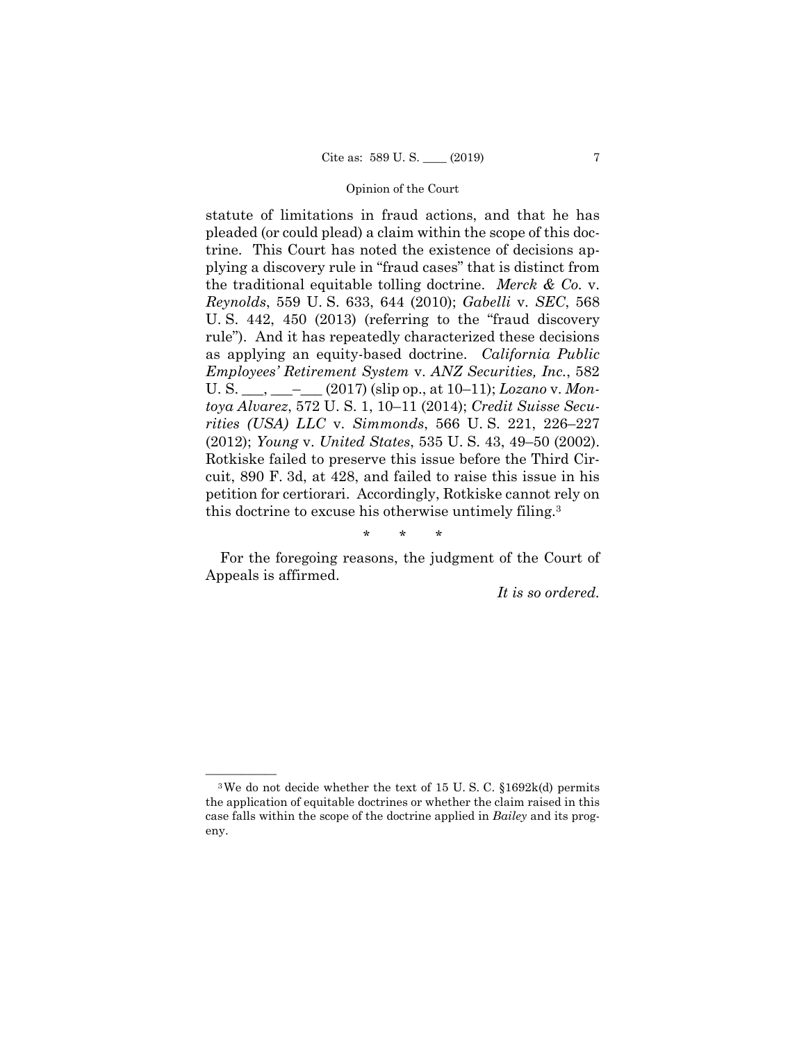statute of limitations in fraud actions, and that he has pleaded (or could plead) a claim within the scope of this doctrine. This Court has noted the existence of decisions applying a discovery rule in "fraud cases" that is distinct from the traditional equitable tolling doctrine. *Merck & Co.* v. *Reynolds*, 559 U. S. 633, 644 (2010); *Gabelli* v. *SEC*, 568 U. S. 442, 450 (2013) (referring to the "fraud discovery rule"). And it has repeatedly characterized these decisions as applying an equity-based doctrine. *California Public Employees' Retirement System* v. *ANZ Securities, Inc.*, 582 U. S. ___, ___–___ (2017) (slip op., at 10–11); *Lozano* v. *Montoya Alvarez*, 572 U. S. 1, 10–11 (2014); *Credit Suisse Securities (USA) LLC* v. *Simmonds*, 566 U. S. 221, 226–227 (2012); *Young* v. *United States*, 535 U. S. 43, 49–50 (2002). Rotkiske failed to preserve this issue before the Third Circuit, 890 F. 3d, at 428, and failed to raise this issue in his petition for certiorari. Accordingly, Rotkiske cannot rely on this doctrine to excuse his otherwise untimely filing.[3]

\* \* \*

For the foregoing reasons, the judgment of the Court of Appeals is affirmed.

*It is so ordered.*

---

[3] We do not decide whether the text of 15 U. S. C. §1692k(d) permits the application of equitable doctrines or whether the claim raised in this case falls within the scope of the doctrine applied in *Bailey* and its progeny.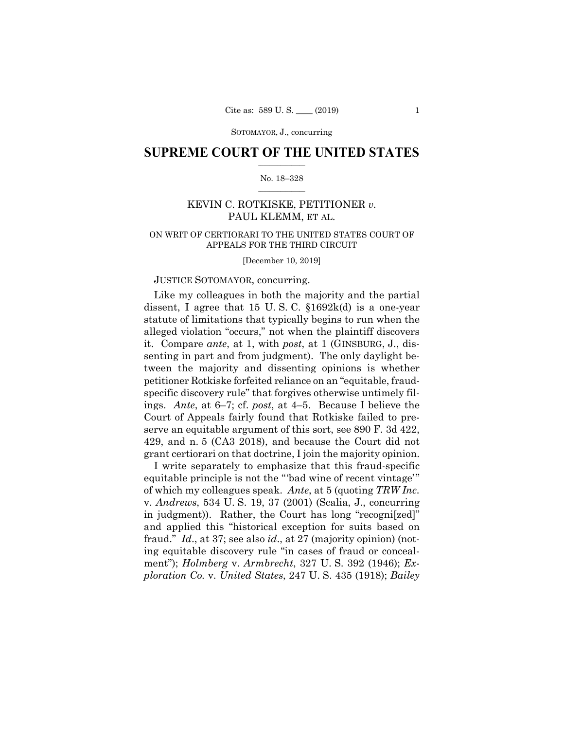SOTOMAYOR, J., concurring

# SUPREME COURT OF THE UNITED STATES

No. 18–328

## KEVIN C. ROTKISKE, PETITIONER *v.* PAUL KLEMM, ET AL.

ON WRIT OF CERTIORARI TO THE UNITED STATES COURT OF APPEALS FOR THE THIRD CIRCUIT

[December 10, 2019]

JUSTICE SOTOMAYOR, concurring.

Like my colleagues in both the majority and the partial dissent, I agree that 15 U. S. C. §1692k(d) is a one-year statute of limitations that typically begins to run when the alleged violation "occurs," not when the plaintiff discovers it. Compare *ante*, at 1, with *post*, at 1 (GINSBURG, J., dissenting in part and from judgment). The only daylight between the majority and dissenting opinions is whether petitioner Rotkiske forfeited reliance on an "equitable, fraud-specific discovery rule" that forgives otherwise untimely filings. *Ante*, at 6–7; cf. *post*, at 4–5. Because I believe the Court of Appeals fairly found that Rotkiske failed to preserve an equitable argument of this sort, see 890 F. 3d 422, 429, and n. 5 (CA3 2018), and because the Court did not grant certiorari on that doctrine, I join the majority opinion.

I write separately to emphasize that this fraud-specific equitable principle is not the "'bad wine of recent vintage'" of which my colleagues speak. *Ante*, at 5 (quoting *TRW Inc.* v. *Andrews*, 534 U. S. 19, 37 (2001) (Scalia, J., concurring in judgment)). Rather, the Court has long "recogni[zed]" and applied this "historical exception for suits based on fraud." *Id*., at 37; see also *id*., at 27 (majority opinion) (noting equitable discovery rule "in cases of fraud or concealment"); *Holmberg* v. *Armbrecht*, 327 U. S. 392 (1946); *Exploration Co.* v. *United States*, 247 U. S. 435 (1918); *Bailey*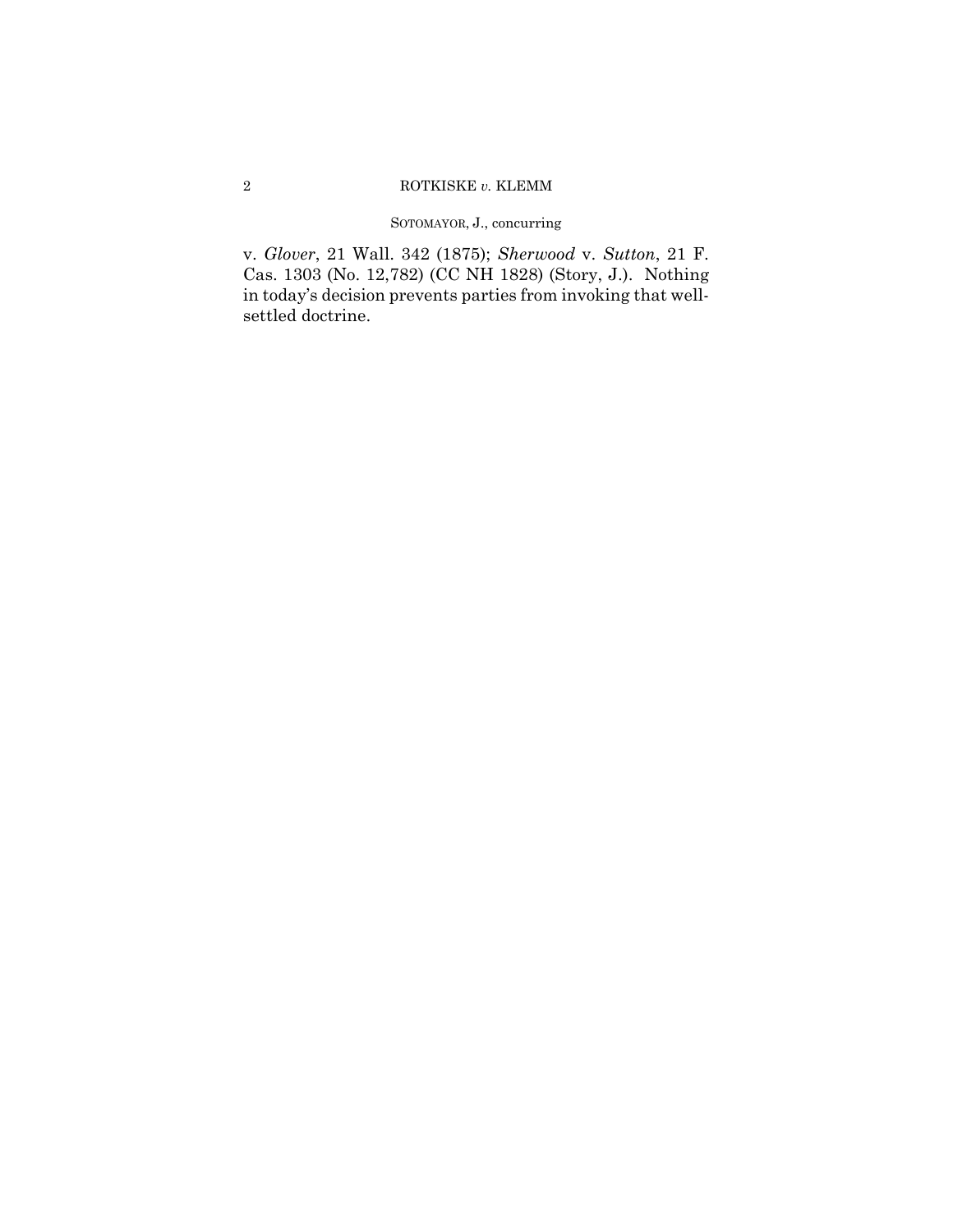v. *Glover*, 21 Wall. 342 (1875); *Sherwood* v. *Sutton*, 21 F. Cas. 1303 (No. 12,782) (CC NH 1828) (Story, J.). Nothing in today's decision prevents parties from invoking that well-settled doctrine.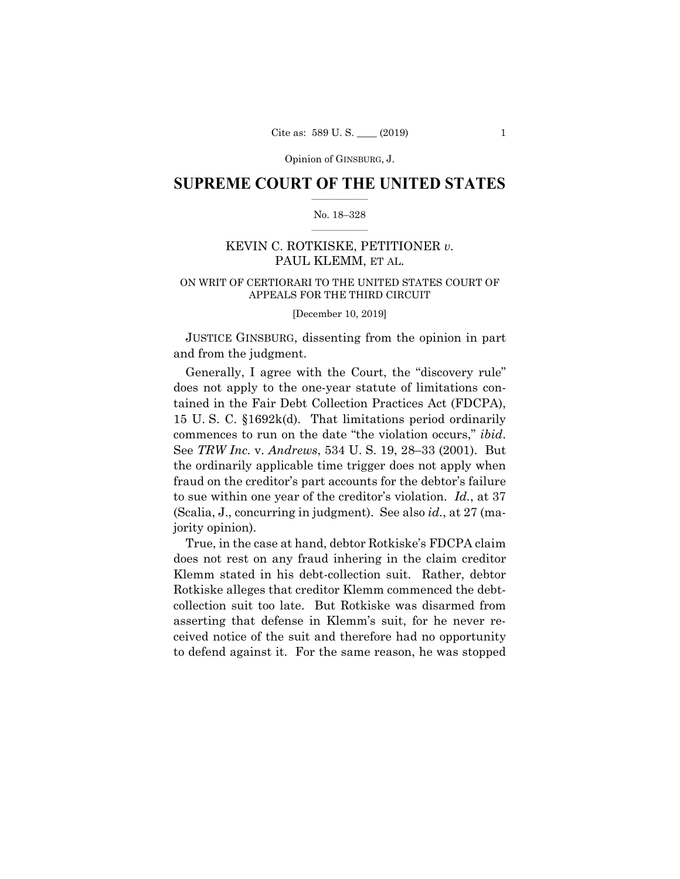Opinion of GINSBURG, J.

# SUPREME COURT OF THE UNITED STATES

No. 18–328

KEVIN C. ROTKISKE, PETITIONER *v.* PAUL KLEMM, ET AL.

ON WRIT OF CERTIORARI TO THE UNITED STATES COURT OF APPEALS FOR THE THIRD CIRCUIT

[December 10, 2019]

JUSTICE GINSBURG, dissenting from the opinion in part and from the judgment.

Generally, I agree with the Court, the "discovery rule" does not apply to the one-year statute of limitations contained in the Fair Debt Collection Practices Act (FDCPA), 15 U. S. C. §1692k(d). That limitations period ordinarily commences to run on the date "the violation occurs," *ibid*. See *TRW Inc.* v. *Andrews*, 534 U. S. 19, 28–33 (2001). But the ordinarily applicable time trigger does not apply when fraud on the creditor's part accounts for the debtor's failure to sue within one year of the creditor's violation. *Id.*, at 37 (Scalia, J., concurring in judgment). See also *id.*, at 27 (majority opinion).

True, in the case at hand, debtor Rotkiske's FDCPA claim does not rest on any fraud inhering in the claim creditor Klemm stated in his debt-collection suit. Rather, debtor Rotkiske alleges that creditor Klemm commenced the debt-collection suit too late. But Rotkiske was disarmed from asserting that defense in Klemm's suit, for he never received notice of the suit and therefore had no opportunity to defend against it. For the same reason, he was stopped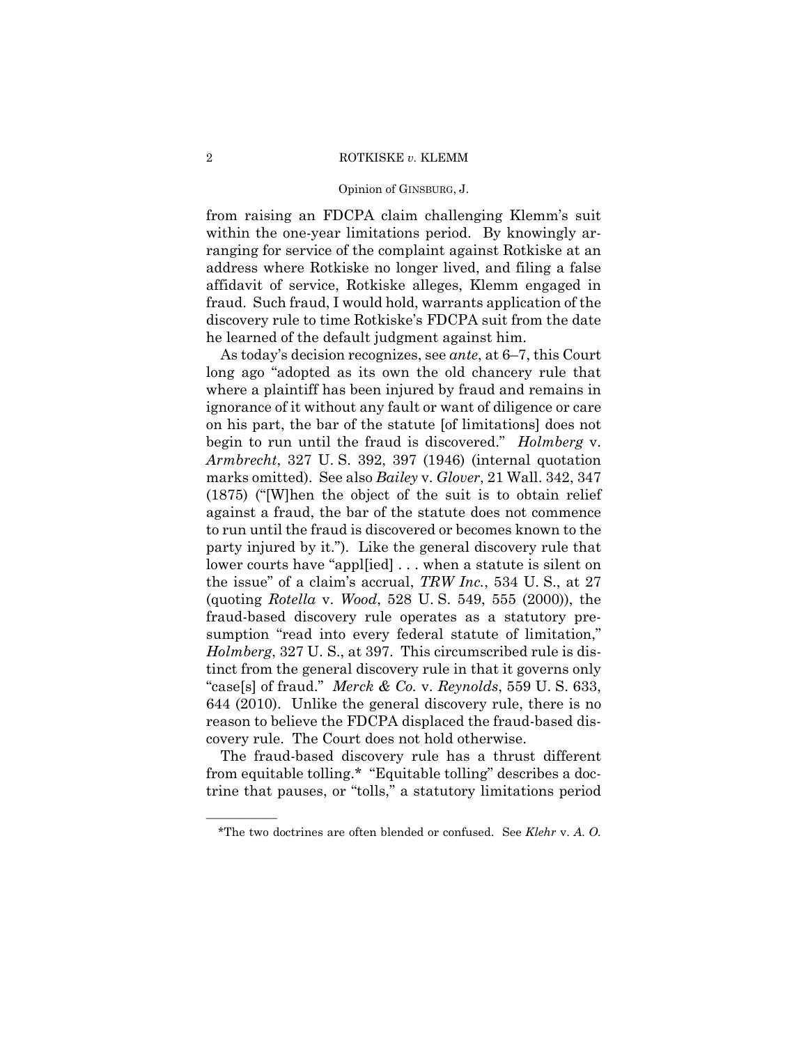from raising an FDCPA claim challenging Klemm's suit within the one-year limitations period. By knowingly arranging for service of the complaint against Rotkiske at an address where Rotkiske no longer lived, and filing a false affidavit of service, Rotkiske alleges, Klemm engaged in fraud. Such fraud, I would hold, warrants application of the discovery rule to time Rotkiske's FDCPA suit from the date he learned of the default judgment against him.

As today's decision recognizes, see *ante*, at 6–7, this Court long ago "adopted as its own the old chancery rule that where a plaintiff has been injured by fraud and remains in ignorance of it without any fault or want of diligence or care on his part, the bar of the statute [of limitations] does not begin to run until the fraud is discovered." *Holmberg* v. *Armbrecht*, 327 U. S. 392, 397 (1946) (internal quotation marks omitted). See also *Bailey* v. *Glover*, 21 Wall. 342, 347 (1875) ("[W]hen the object of the suit is to obtain relief against a fraud, the bar of the statute does not commence to run until the fraud is discovered or becomes known to the party injured by it."). Like the general discovery rule that lower courts have "appl[ied] . . . when a statute is silent on the issue" of a claim's accrual, *TRW Inc.*, 534 U. S., at 27 (quoting *Rotella* v. *Wood*, 528 U. S. 549, 555 (2000)), the fraud-based discovery rule operates as a statutory presumption "read into every federal statute of limitation," *Holmberg*, 327 U. S., at 397. This circumscribed rule is distinct from the general discovery rule in that it governs only "case[s] of fraud." *Merck & Co.* v. *Reynolds*, 559 U. S. 633, 644 (2010). Unlike the general discovery rule, there is no reason to believe the FDCPA displaced the fraud-based discovery rule. The Court does not hold otherwise.

The fraud-based discovery rule has a thrust different from equitable tolling.* "Equitable tolling" describes a doctrine that pauses, or "tolls," a statutory limitations period

---

*The two doctrines are often blended or confused. See *Klehr* v. *A. O.*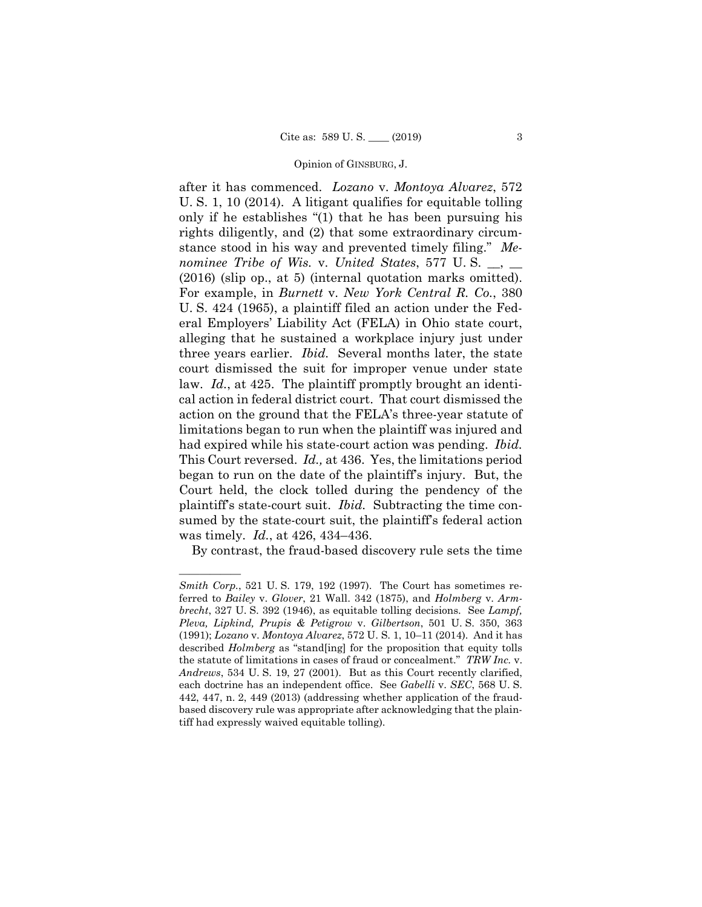after it has commenced. *Lozano* v. *Montoya Alvarez*, 572 U. S. 1, 10 (2014). A litigant qualifies for equitable tolling only if he establishes "(1) that he has been pursuing his rights diligently, and (2) that some extraordinary circumstance stood in his way and prevented timely filing." *Menominee Tribe of Wis.* v. *United States*, 577 U. S. \_\_, \_\_ (2016) (slip op., at 5) (internal quotation marks omitted). For example, in *Burnett* v. *New York Central R. Co.*, 380 U. S. 424 (1965), a plaintiff filed an action under the Federal Employers' Liability Act (FELA) in Ohio state court, alleging that he sustained a workplace injury just under three years earlier. *Ibid.* Several months later, the state court dismissed the suit for improper venue under state law. *Id.*, at 425. The plaintiff promptly brought an identical action in federal district court. That court dismissed the action on the ground that the FELA's three-year statute of limitations began to run when the plaintiff was injured and had expired while his state-court action was pending. *Ibid.* This Court reversed. *Id.,* at 436. Yes, the limitations period began to run on the date of the plaintiff's injury. But, the Court held, the clock tolled during the pendency of the plaintiff's state-court suit. *Ibid.* Subtracting the time consumed by the state-court suit, the plaintiff's federal action was timely. *Id.*, at 426, 434–436.

By contrast, the fraud-based discovery rule sets the time

---

*Smith Corp.*, 521 U. S. 179, 192 (1997). The Court has sometimes referred to *Bailey* v. *Glover*, 21 Wall. 342 (1875), and *Holmberg* v. *Armbrecht*, 327 U. S. 392 (1946), as equitable tolling decisions. See *Lampf, Pleva, Lipkind, Prupis & Petigrow* v. *Gilbertson*, 501 U. S. 350, 363 (1991); *Lozano* v. *Montoya Alvarez*, 572 U. S. 1, 10–11 (2014). And it has described *Holmberg* as "stand[ing] for the proposition that equity tolls the statute of limitations in cases of fraud or concealment." *TRW Inc.* v. *Andrews*, 534 U. S. 19, 27 (2001). But as this Court recently clarified, each doctrine has an independent office. See *Gabelli* v. *SEC*, 568 U. S. 442, 447, n. 2, 449 (2013) (addressing whether application of the fraud-based discovery rule was appropriate after acknowledging that the plaintiff had expressly waived equitable tolling).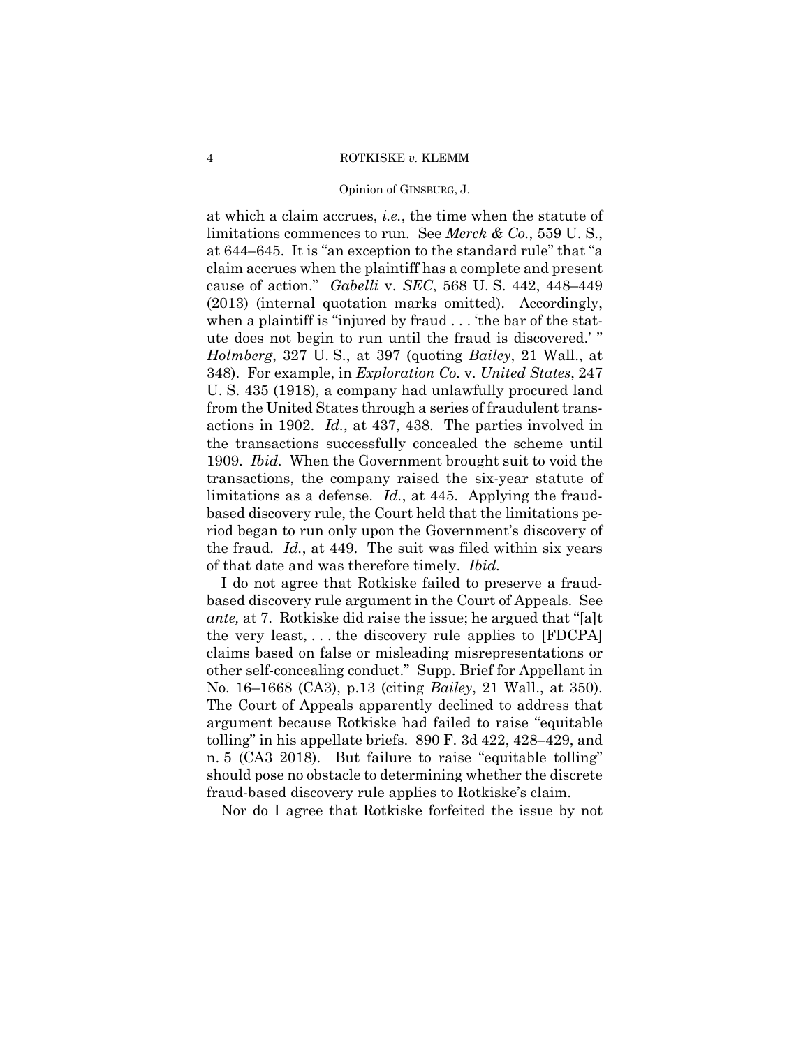at which a claim accrues, *i.e.*, the time when the statute of limitations commences to run. See *Merck & Co.*, 559 U. S., at 644–645. It is "an exception to the standard rule" that "a claim accrues when the plaintiff has a complete and present cause of action." *Gabelli* v. *SEC*, 568 U. S. 442, 448–449 (2013) (internal quotation marks omitted). Accordingly, when a plaintiff is "injured by fraud . . . 'the bar of the statute does not begin to run until the fraud is discovered.' " *Holmberg*, 327 U. S., at 397 (quoting *Bailey*, 21 Wall., at 348). For example, in *Exploration Co.* v. *United States*, 247 U. S. 435 (1918), a company had unlawfully procured land from the United States through a series of fraudulent transactions in 1902. *Id.*, at 437, 438. The parties involved in the transactions successfully concealed the scheme until 1909. *Ibid.* When the Government brought suit to void the transactions, the company raised the six-year statute of limitations as a defense. *Id.*, at 445. Applying the fraud-based discovery rule, the Court held that the limitations period began to run only upon the Government's discovery of the fraud. *Id.*, at 449. The suit was filed within six years of that date and was therefore timely. *Ibid.*

I do not agree that Rotkiske failed to preserve a fraud-based discovery rule argument in the Court of Appeals. See *ante,* at 7. Rotkiske did raise the issue; he argued that "[a]t the very least, . . . the discovery rule applies to [FDCPA] claims based on false or misleading misrepresentations or other self-concealing conduct." Supp. Brief for Appellant in No. 16–1668 (CA3), p.13 (citing *Bailey*, 21 Wall., at 350). The Court of Appeals apparently declined to address that argument because Rotkiske had failed to raise "equitable tolling" in his appellate briefs. 890 F. 3d 422, 428–429, and n. 5 (CA3 2018). But failure to raise "equitable tolling" should pose no obstacle to determining whether the discrete fraud-based discovery rule applies to Rotkiske's claim.

Nor do I agree that Rotkiske forfeited the issue by not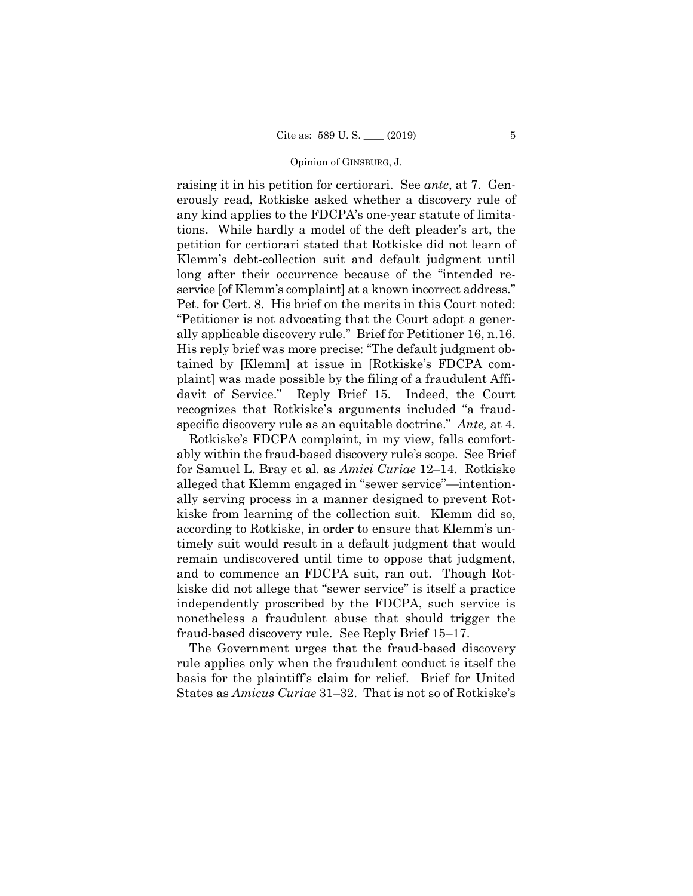raising it in his petition for certiorari. See *ante*, at 7. Generously read, Rotkiske asked whether a discovery rule of any kind applies to the FDCPA's one-year statute of limitations. While hardly a model of the deft pleader's art, the petition for certiorari stated that Rotkiske did not learn of Klemm's debt-collection suit and default judgment until long after their occurrence because of the "intended reservice [of Klemm's complaint] at a known incorrect address." Pet. for Cert. 8. His brief on the merits in this Court noted: "Petitioner is not advocating that the Court adopt a generally applicable discovery rule." Brief for Petitioner 16, n.16. His reply brief was more precise: "The default judgment obtained by [Klemm] at issue in [Rotkiske's FDCPA complaint] was made possible by the filing of a fraudulent Affidavit of Service." Reply Brief 15. Indeed, the Court recognizes that Rotkiske's arguments included "a fraud-specific discovery rule as an equitable doctrine." *Ante,* at 4.

Rotkiske's FDCPA complaint, in my view, falls comfortably within the fraud-based discovery rule's scope. See Brief for Samuel L. Bray et al. as *Amici Curiae* 12–14. Rotkiske alleged that Klemm engaged in "sewer service"—intentionally serving process in a manner designed to prevent Rotkiske from learning of the collection suit. Klemm did so, according to Rotkiske, in order to ensure that Klemm's untimely suit would result in a default judgment that would remain undiscovered until time to oppose that judgment, and to commence an FDCPA suit, ran out. Though Rotkiske did not allege that "sewer service" is itself a practice independently proscribed by the FDCPA, such service is nonetheless a fraudulent abuse that should trigger the fraud-based discovery rule. See Reply Brief 15–17.

The Government urges that the fraud-based discovery rule applies only when the fraudulent conduct is itself the basis for the plaintiff's claim for relief. Brief for United States as *Amicus Curiae* 31–32. That is not so of Rotkiske's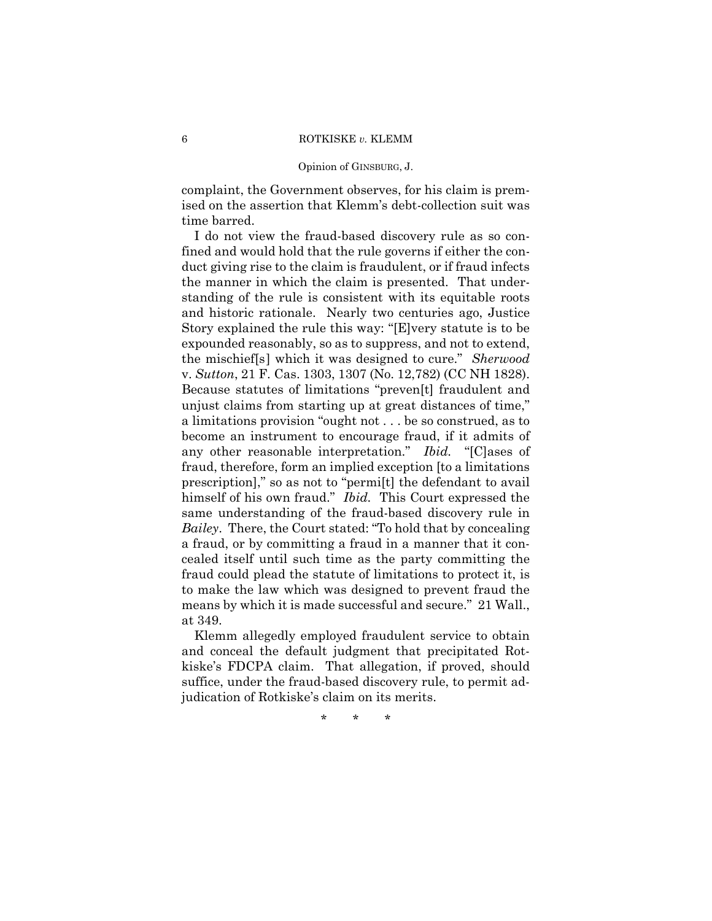complaint, the Government observes, for his claim is premised on the assertion that Klemm's debt-collection suit was time barred.

I do not view the fraud-based discovery rule as so confined and would hold that the rule governs if either the conduct giving rise to the claim is fraudulent, or if fraud infects the manner in which the claim is presented. That understanding of the rule is consistent with its equitable roots and historic rationale. Nearly two centuries ago, Justice Story explained the rule this way: "[E]very statute is to be expounded reasonably, so as to suppress, and not to extend, the mischief[s] which it was designed to cure." *Sherwood* v. *Sutton*, 21 F. Cas. 1303, 1307 (No. 12,782) (CC NH 1828). Because statutes of limitations "preven[t] fraudulent and unjust claims from starting up at great distances of time," a limitations provision "ought not . . . be so construed, as to become an instrument to encourage fraud, if it admits of any other reasonable interpretation." *Ibid.* "[C]ases of fraud, therefore, form an implied exception [to a limitations prescription]," so as not to "permi[t] the defendant to avail himself of his own fraud." *Ibid.* This Court expressed the same understanding of the fraud-based discovery rule in *Bailey*. There, the Court stated: "To hold that by concealing a fraud, or by committing a fraud in a manner that it concealed itself until such time as the party committing the fraud could plead the statute of limitations to protect it, is to make the law which was designed to prevent fraud the means by which it is made successful and secure." 21 Wall., at 349.

Klemm allegedly employed fraudulent service to obtain and conceal the default judgment that precipitated Rotkiske's FDCPA claim. That allegation, if proved, should suffice, under the fraud-based discovery rule, to permit adjudication of Rotkiske's claim on its merits.

\* \* \*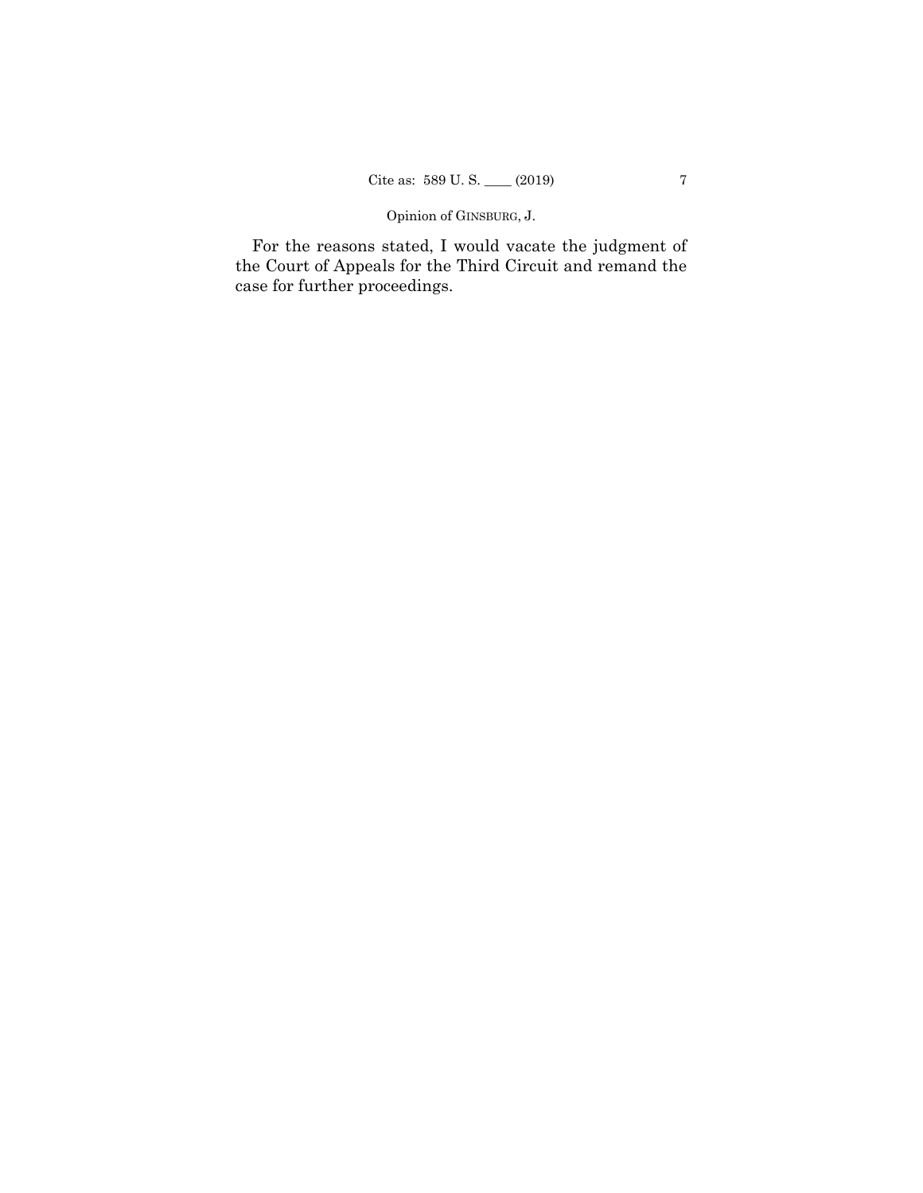For the reasons stated, I would vacate the judgment of the Court of Appeals for the Third Circuit and remand the case for further proceedings.